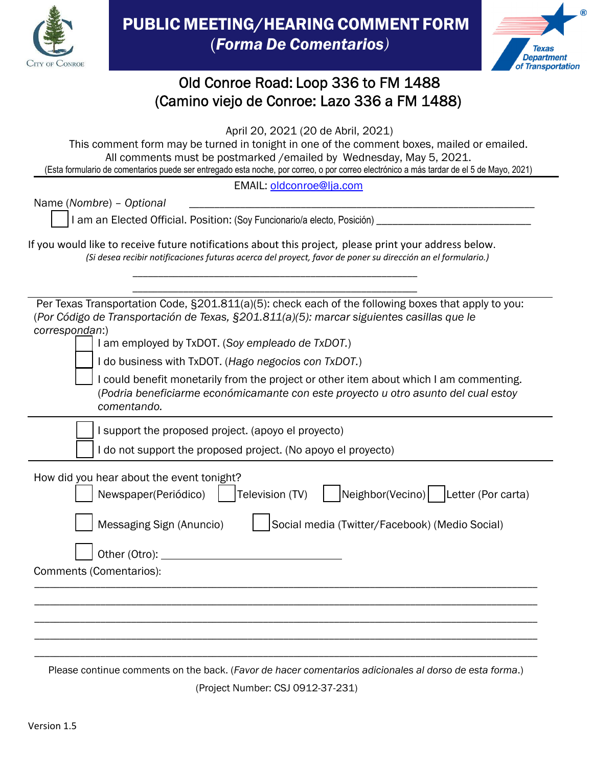City of Conroe

# PUBLIC MEETING/HEARING COMMENT FORM
## (*Forma De Comentarios*)

Texas Department of Transportation

## Old Conroe Road: Loop 336 to FM 1488
## (Camino viejo de Conroe: Lazo 336 a FM 1488)

April 20, 2021 (20 de Abril, 2021)

This comment form may be turned in tonight in one of the comment boxes, mailed or emailed.
All comments must be postmarked /emailed by Wednesday, May 5, 2021.
(Esta formulario de comentarios puede ser entregado esta noche, por correo, o por correo electrónico a más tardar de el 5 de Mayo, 2021)

---

EMAIL: oldconroe@lja.com

Name (*Nombre*) – *Optional* ______________________________________________

☐ I am an Elected Official. Position: (Soy Funcionario/a electo, Posición) ___________________________

If you would like to receive future notifications about this project, please print your address below.
*(Si desea recibir notificaciones futuras acerca del proyect, favor de poner su dirección an el formulario.)*

______________________________________________

______________________________________________

---

Per Texas Transportation Code, §201.811(a)(5): check each of the following boxes that apply to you:
(*Por Código de Transportación de Texas, §201.811(a)(5): marcar siguientes casillas que le correspondan*:)

- ☐ I am employed by TxDOT. (*Soy empleado de TxDOT.*)
- ☐ I do business with TxDOT. (*Hago negocios con TxDOT.*)
- ☐ I could benefit monetarily from the project or other item about which I am commenting. (*Podria beneficiarme económicamante con este proyecto u otro asunto del cual estoy comentando.*

---

- ☐ I support the proposed project. (apoyo el proyecto)
- ☐ I do not support the proposed project. (No apoyo el proyecto)

---

How did you hear about the event tonight?

☐ Newspaper(Periódico) ☐ Television (TV) ☐ Neighbor(Vecino) ☐ Letter (Por carta)

☐ Messaging Sign (Anuncio) ☐ Social media (Twitter/Facebook) (Medio Social)

☐ Other (Otro): ______________________________

Comments (Comentarios):

______________________________________________

______________________________________________

______________________________________________

______________________________________________

______________________________________________

Please continue comments on the back. (*Favor de hacer comentarios adicionales al dorso de esta forma*.)

(Project Number: CSJ 0912-37-231)

Version 1.5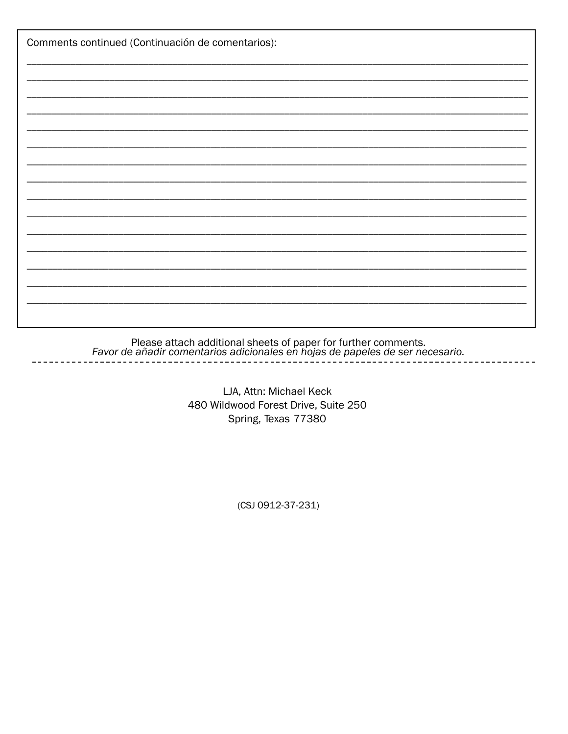Comments continued (Continuación de comentarios):

_______________________________________________________________________________________

_______________________________________________________________________________________

_______________________________________________________________________________________

_______________________________________________________________________________________

_______________________________________________________________________________________

_______________________________________________________________________________________

_______________________________________________________________________________________

_______________________________________________________________________________________

_______________________________________________________________________________________

_______________________________________________________________________________________

_______________________________________________________________________________________

_______________________________________________________________________________________

_______________________________________________________________________________________

_______________________________________________________________________________________

_______________________________________________________________________________________

Please attach additional sheets of paper for further comments.
*Favor de añadir comentarios adicionales en hojas de papeles de ser necesario.*

- - - - - - - - - - - - - - - - - - - - - - - - - - - - - - - - - - - - - - - - - - - - - - - - - - - - - - - - - - - - - - - -

LJA, Attn: Michael Keck
480 Wildwood Forest Drive, Suite 250
Spring, Texas 77380

(CSJ 0912-37-231)